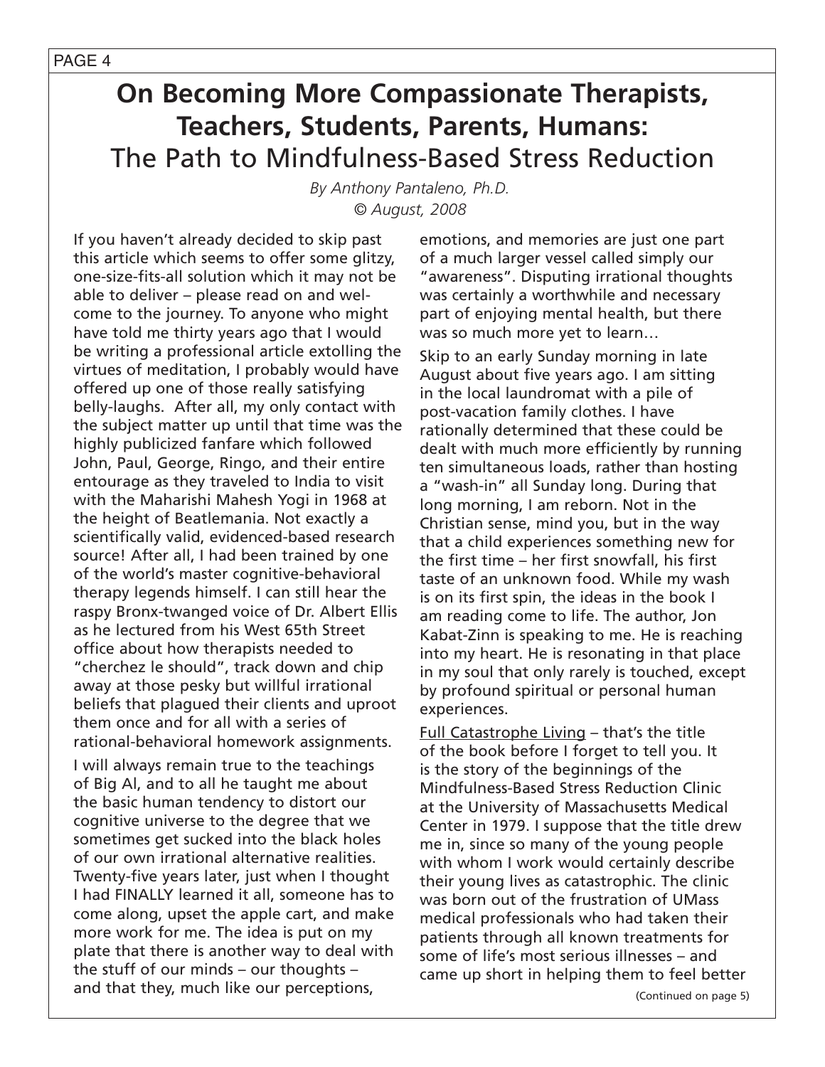# On Becoming More Compassionate Therapists, Teachers, Students, Parents, Humans: The Path to Mindfulness-Based Stress Reduction

*By Anthony Pantaleno, Ph.D.*
*© August, 2008*

If you haven't already decided to skip past this article which seems to offer some glitzy, one-size-fits-all solution which it may not be able to deliver – please read on and welcome to the journey. To anyone who might have told me thirty years ago that I would be writing a professional article extolling the virtues of meditation, I probably would have offered up one of those really satisfying belly-laughs. After all, my only contact with the subject matter up until that time was the highly publicized fanfare which followed John, Paul, George, Ringo, and their entire entourage as they traveled to India to visit with the Maharishi Mahesh Yogi in 1968 at the height of Beatlemania. Not exactly a scientifically valid, evidenced-based research source! After all, I had been trained by one of the world's master cognitive-behavioral therapy legends himself. I can still hear the raspy Bronx-twanged voice of Dr. Albert Ellis as he lectured from his West 65th Street office about how therapists needed to "cherchez le should", track down and chip away at those pesky but willful irrational beliefs that plagued their clients and uproot them once and for all with a series of rational-behavioral homework assignments.

I will always remain true to the teachings of Big Al, and to all he taught me about the basic human tendency to distort our cognitive universe to the degree that we sometimes get sucked into the black holes of our own irrational alternative realities. Twenty-five years later, just when I thought I had FINALLY learned it all, someone has to come along, upset the apple cart, and make more work for me. The idea is put on my plate that there is another way to deal with the stuff of our minds – our thoughts – and that they, much like our perceptions, emotions, and memories are just one part of a much larger vessel called simply our "awareness". Disputing irrational thoughts was certainly a worthwhile and necessary part of enjoying mental health, but there was so much more yet to learn…

Skip to an early Sunday morning in late August about five years ago. I am sitting in the local laundromat with a pile of post-vacation family clothes. I have rationally determined that these could be dealt with much more efficiently by running ten simultaneous loads, rather than hosting a "wash-in" all Sunday long. During that long morning, I am reborn. Not in the Christian sense, mind you, but in the way that a child experiences something new for the first time – her first snowfall, his first taste of an unknown food. While my wash is on its first spin, the ideas in the book I am reading come to life. The author, Jon Kabat-Zinn is speaking to me. He is reaching into my heart. He is resonating in that place in my soul that only rarely is touched, except by profound spiritual or personal human experiences.

<u>Full Catastrophe Living</u> – that's the title of the book before I forget to tell you. It is the story of the beginnings of the Mindfulness-Based Stress Reduction Clinic at the University of Massachusetts Medical Center in 1979. I suppose that the title drew me in, since so many of the young people with whom I work would certainly describe their young lives as catastrophic. The clinic was born out of the frustration of UMass medical professionals who had taken their patients through all known treatments for some of life's most serious illnesses – and came up short in helping them to feel better

(Continued on page 5)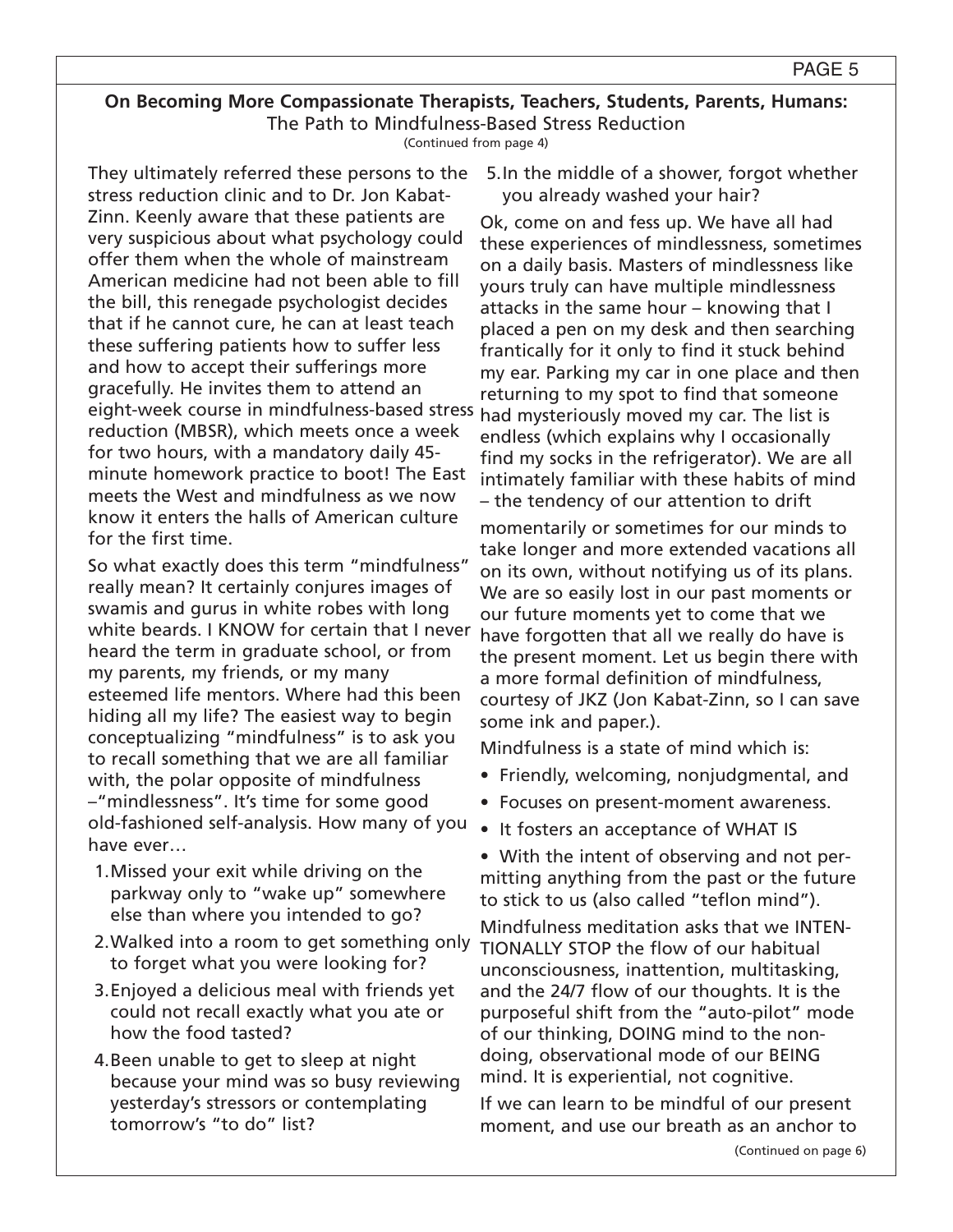**On Becoming More Compassionate Therapists, Teachers, Students, Parents, Humans:**
The Path to Mindfulness-Based Stress Reduction
(Continued from page 4)

They ultimately referred these persons to the stress reduction clinic and to Dr. Jon Kabat-Zinn. Keenly aware that these patients are very suspicious about what psychology could offer them when the whole of mainstream American medicine had not been able to fill the bill, this renegade psychologist decides that if he cannot cure, he can at least teach these suffering patients how to suffer less and how to accept their sufferings more gracefully. He invites them to attend an eight-week course in mindfulness-based stress reduction (MBSR), which meets once a week for two hours, with a mandatory daily 45-minute homework practice to boot! The East meets the West and mindfulness as we now know it enters the halls of American culture for the first time.

So what exactly does this term "mindfulness" really mean? It certainly conjures images of swamis and gurus in white robes with long white beards. I KNOW for certain that I never heard the term in graduate school, or from my parents, my friends, or my many esteemed life mentors. Where had this been hiding all my life? The easiest way to begin conceptualizing "mindfulness" is to ask you to recall something that we are all familiar with, the polar opposite of mindfulness –"mindlessness". It's time for some good old-fashioned self-analysis. How many of you have ever…

1. Missed your exit while driving on the parkway only to "wake up" somewhere else than where you intended to go?
2. Walked into a room to get something only to forget what you were looking for?
3. Enjoyed a delicious meal with friends yet could not recall exactly what you ate or how the food tasted?
4. Been unable to get to sleep at night because your mind was so busy reviewing yesterday's stressors or contemplating tomorrow's "to do" list?
5. In the middle of a shower, forgot whether you already washed your hair?

Ok, come on and fess up. We have all had these experiences of mindlessness, sometimes on a daily basis. Masters of mindlessness like yours truly can have multiple mindlessness attacks in the same hour – knowing that I placed a pen on my desk and then searching frantically for it only to find it stuck behind my ear. Parking my car in one place and then returning to my spot to find that someone had mysteriously moved my car. The list is endless (which explains why I occasionally find my socks in the refrigerator). We are all intimately familiar with these habits of mind – the tendency of our attention to drift momentarily or sometimes for our minds to take longer and more extended vacations all on its own, without notifying us of its plans. We are so easily lost in our past moments or our future moments yet to come that we have forgotten that all we really do have is the present moment. Let us begin there with a more formal definition of mindfulness, courtesy of JKZ (Jon Kabat-Zinn, so I can save some ink and paper.).

Mindfulness is a state of mind which is:

- Friendly, welcoming, nonjudgmental, and
- Focuses on present-moment awareness.
- It fosters an acceptance of WHAT IS
- With the intent of observing and not permitting anything from the past or the future to stick to us (also called "teflon mind").

Mindfulness meditation asks that we INTENTIONALLY STOP the flow of our habitual unconsciousness, inattention, multitasking, and the 24/7 flow of our thoughts. It is the purposeful shift from the "auto-pilot" mode of our thinking, DOING mind to the non-doing, observational mode of our BEING mind. It is experiential, not cognitive.

If we can learn to be mindful of our present moment, and use our breath as an anchor to

(Continued on page 6)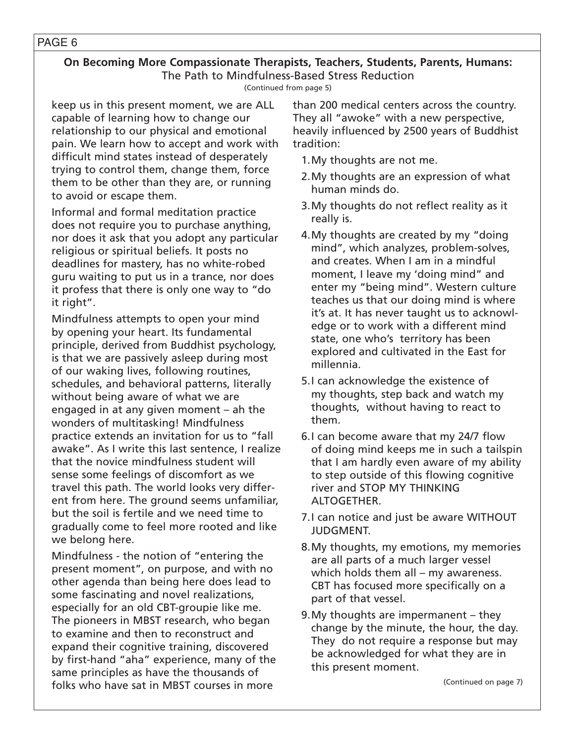## On Becoming More Compassionate Therapists, Teachers, Students, Parents, Humans:

The Path to Mindfulness-Based Stress Reduction

(Continued from page 5)

keep us in this present moment, we are ALL capable of learning how to change our relationship to our physical and emotional pain. We learn how to accept and work with difficult mind states instead of desperately trying to control them, change them, force them to be other than they are, or running to avoid or escape them.

Informal and formal meditation practice does not require you to purchase anything, nor does it ask that you adopt any particular religious or spiritual beliefs. It posts no deadlines for mastery, has no white-robed guru waiting to put us in a trance, nor does it profess that there is only one way to "do it right".

Mindfulness attempts to open your mind by opening your heart. Its fundamental principle, derived from Buddhist psychology, is that we are passively asleep during most of our waking lives, following routines, schedules, and behavioral patterns, literally without being aware of what we are engaged in at any given moment – ah the wonders of multitasking! Mindfulness practice extends an invitation for us to "fall awake". As I write this last sentence, I realize that the novice mindfulness student will sense some feelings of discomfort as we travel this path. The world looks very different from here. The ground seems unfamiliar, but the soil is fertile and we need time to gradually come to feel more rooted and like we belong here.

Mindfulness - the notion of "entering the present moment", on purpose, and with no other agenda than being here does lead to some fascinating and novel realizations, especially for an old CBT-groupie like me. The pioneers in MBST research, who began to examine and then to reconstruct and expand their cognitive training, discovered by first-hand "aha" experience, many of the same principles as have the thousands of folks who have sat in MBST courses in more than 200 medical centers across the country. They all "awoke" with a new perspective, heavily influenced by 2500 years of Buddhist tradition:

1. My thoughts are not me.
2. My thoughts are an expression of what human minds do.
3. My thoughts do not reflect reality as it really is.
4. My thoughts are created by my "doing mind", which analyzes, problem-solves, and creates. When I am in a mindful moment, I leave my 'doing mind" and enter my "being mind". Western culture teaches us that our doing mind is where it's at. It has never taught us to acknowledge or to work with a different mind state, one who's territory has been explored and cultivated in the East for millennia.
5. I can acknowledge the existence of my thoughts, step back and watch my thoughts, without having to react to them.
6. I can become aware that my 24/7 flow of doing mind keeps me in such a tailspin that I am hardly even aware of my ability to step outside of this flowing cognitive river and STOP MY THINKING ALTOGETHER.
7. I can notice and just be aware WITHOUT JUDGMENT.
8. My thoughts, my emotions, my memories are all parts of a much larger vessel which holds them all – my awareness. CBT has focused more specifically on a part of that vessel.
9. My thoughts are impermanent – they change by the minute, the hour, the day. They do not require a response but may be acknowledged for what they are in this present moment.

(Continued on page 7)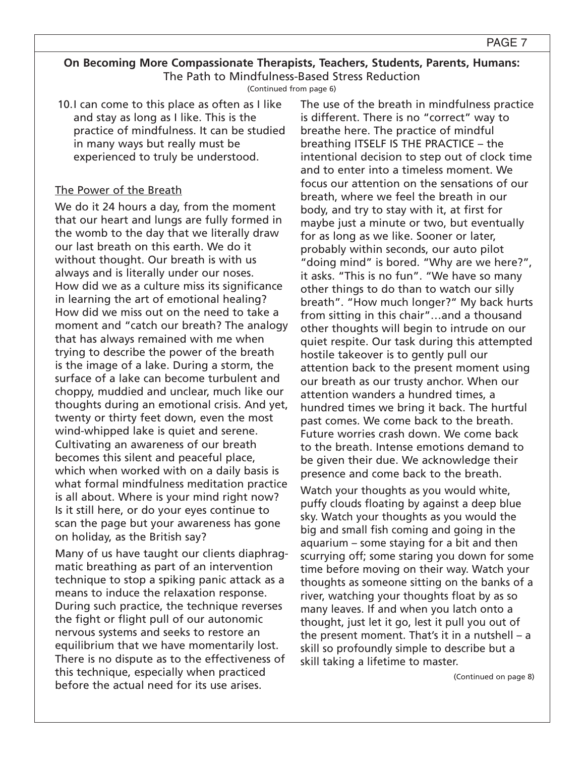**On Becoming More Compassionate Therapists, Teachers, Students, Parents, Humans:**
The Path to Mindfulness-Based Stress Reduction
(Continued from page 6)

10. I can come to this place as often as I like and stay as long as I like. This is the practice of mindfulness. It can be studied in many ways but really must be experienced to truly be understood.

## The Power of the Breath

We do it 24 hours a day, from the moment that our heart and lungs are fully formed in the womb to the day that we literally draw our last breath on this earth. We do it without thought. Our breath is with us always and is literally under our noses. How did we as a culture miss its significance in learning the art of emotional healing? How did we miss out on the need to take a moment and "catch our breath? The analogy that has always remained with me when trying to describe the power of the breath is the image of a lake. During a storm, the surface of a lake can become turbulent and choppy, muddied and unclear, much like our thoughts during an emotional crisis. And yet, twenty or thirty feet down, even the most wind-whipped lake is quiet and serene. Cultivating an awareness of our breath becomes this silent and peaceful place, which when worked with on a daily basis is what formal mindfulness meditation practice is all about. Where is your mind right now? Is it still here, or do your eyes continue to scan the page but your awareness has gone on holiday, as the British say?

Many of us have taught our clients diaphragmatic breathing as part of an intervention technique to stop a spiking panic attack as a means to induce the relaxation response. During such practice, the technique reverses the fight or flight pull of our autonomic nervous systems and seeks to restore an equilibrium that we have momentarily lost. There is no dispute as to the effectiveness of this technique, especially when practiced before the actual need for its use arises.

The use of the breath in mindfulness practice is different. There is no "correct" way to breathe here. The practice of mindful breathing ITSELF IS THE PRACTICE – the intentional decision to step out of clock time and to enter into a timeless moment. We focus our attention on the sensations of our breath, where we feel the breath in our body, and try to stay with it, at first for maybe just a minute or two, but eventually for as long as we like. Sooner or later, probably within seconds, our auto pilot "doing mind" is bored. "Why are we here?", it asks. "This is no fun". "We have so many other things to do than to watch our silly breath". "How much longer?" My back hurts from sitting in this chair"…and a thousand other thoughts will begin to intrude on our quiet respite. Our task during this attempted hostile takeover is to gently pull our attention back to the present moment using our breath as our trusty anchor. When our attention wanders a hundred times, a hundred times we bring it back. The hurtful past comes. We come back to the breath. Future worries crash down. We come back to the breath. Intense emotions demand to be given their due. We acknowledge their presence and come back to the breath.

Watch your thoughts as you would white, puffy clouds floating by against a deep blue sky. Watch your thoughts as you would the big and small fish coming and going in the aquarium – some staying for a bit and then scurrying off; some staring you down for some time before moving on their way. Watch your thoughts as someone sitting on the banks of a river, watching your thoughts float by as so many leaves. If and when you latch onto a thought, just let it go, lest it pull you out of the present moment. That's it in a nutshell – a skill so profoundly simple to describe but a skill taking a lifetime to master.

(Continued on page 8)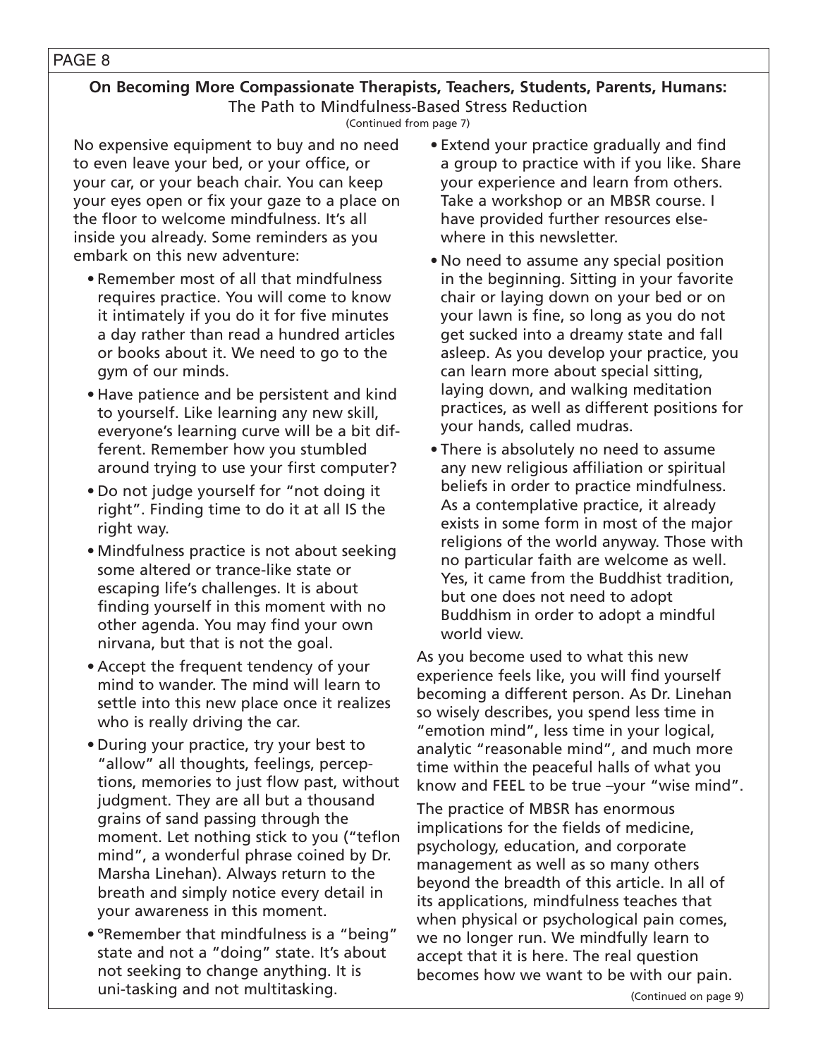**On Becoming More Compassionate Therapists, Teachers, Students, Parents, Humans:**
The Path to Mindfulness-Based Stress Reduction
(Continued from page 7)

No expensive equipment to buy and no need to even leave your bed, or your office, or your car, or your beach chair. You can keep your eyes open or fix your gaze to a place on the floor to welcome mindfulness. It's all inside you already. Some reminders as you embark on this new adventure:

- Remember most of all that mindfulness requires practice. You will come to know it intimately if you do it for five minutes a day rather than read a hundred articles or books about it. We need to go to the gym of our minds.
- Have patience and be persistent and kind to yourself. Like learning any new skill, everyone's learning curve will be a bit different. Remember how you stumbled around trying to use your first computer?
- Do not judge yourself for "not doing it right". Finding time to do it at all IS the right way.
- Mindfulness practice is not about seeking some altered or trance-like state or escaping life's challenges. It is about finding yourself in this moment with no other agenda. You may find your own nirvana, but that is not the goal.
- Accept the frequent tendency of your mind to wander. The mind will learn to settle into this new place once it realizes who is really driving the car.
- During your practice, try your best to "allow" all thoughts, feelings, perceptions, memories to just flow past, without judgment. They are all but a thousand grains of sand passing through the moment. Let nothing stick to you ("teflon mind", a wonderful phrase coined by Dr. Marsha Linehan). Always return to the breath and simply notice every detail in your awareness in this moment.
- °Remember that mindfulness is a "being" state and not a "doing" state. It's about not seeking to change anything. It is uni-tasking and not multitasking.
- Extend your practice gradually and find a group to practice with if you like. Share your experience and learn from others. Take a workshop or an MBSR course. I have provided further resources elsewhere in this newsletter.
- No need to assume any special position in the beginning. Sitting in your favorite chair or laying down on your bed or on your lawn is fine, so long as you do not get sucked into a dreamy state and fall asleep. As you develop your practice, you can learn more about special sitting, laying down, and walking meditation practices, as well as different positions for your hands, called mudras.
- There is absolutely no need to assume any new religious affiliation or spiritual beliefs in order to practice mindfulness. As a contemplative practice, it already exists in some form in most of the major religions of the world anyway. Those with no particular faith are welcome as well. Yes, it came from the Buddhist tradition, but one does not need to adopt Buddhism in order to adopt a mindful world view.

As you become used to what this new experience feels like, you will find yourself becoming a different person. As Dr. Linehan so wisely describes, you spend less time in "emotion mind", less time in your logical, analytic "reasonable mind", and much more time within the peaceful halls of what you know and FEEL to be true –your "wise mind".

The practice of MBSR has enormous implications for the fields of medicine, psychology, education, and corporate management as well as so many others beyond the breadth of this article. In all of its applications, mindfulness teaches that when physical or psychological pain comes, we no longer run. We mindfully learn to accept that it is here. The real question becomes how we want to be with our pain.

(Continued on page 9)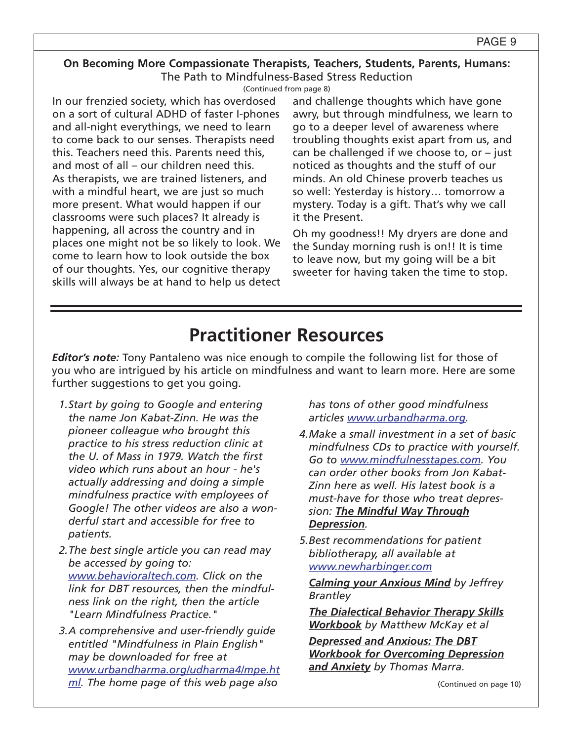**On Becoming More Compassionate Therapists, Teachers, Students, Parents, Humans:**
The Path to Mindfulness-Based Stress Reduction

(Continued from page 8)

In our frenzied society, which has overdosed on a sort of cultural ADHD of faster I-phones and all-night everythings, we need to learn to come back to our senses. Therapists need this. Teachers need this. Parents need this, and most of all – our children need this. As therapists, we are trained listeners, and with a mindful heart, we are just so much more present. What would happen if our classrooms were such places? It already is happening, all across the country and in places one might not be so likely to look. We come to learn how to look outside the box of our thoughts. Yes, our cognitive therapy skills will always be at hand to help us detect and challenge thoughts which have gone awry, but through mindfulness, we learn to go to a deeper level of awareness where troubling thoughts exist apart from us, and can be challenged if we choose to, or – just noticed as thoughts and the stuff of our minds. An old Chinese proverb teaches us so well: Yesterday is history… tomorrow a mystery. Today is a gift. That's why we call it the Present.

Oh my goodness!! My dryers are done and the Sunday morning rush is on!! It is time to leave now, but my going will be a bit sweeter for having taken the time to stop.

# Practitioner Resources

***Editor's note:*** Tony Pantaleno was nice enough to compile the following list for those of you who are intrigued by his article on mindfulness and want to learn more. Here are some further suggestions to get you going.

1. *Start by going to Google and entering the name Jon Kabat-Zinn. He was the pioneer colleague who brought this practice to his stress reduction clinic at the U. of Mass in 1979. Watch the first video which runs about an hour - he's actually addressing and doing a simple mindfulness practice with employees of Google! The other videos are also a wonderful start and accessible for free to patients.*
2. *The best single article you can read may be accessed by going to: www.behavioraltech.com. Click on the link for DBT resources, then the mindfulness link on the right, then the article "Learn Mindfulness Practice."*
3. *A comprehensive and user-friendly guide entitled "Mindfulness in Plain English" may be downloaded for free at www.urbandharma.org/udharma4/mpe.html. The home page of this web page also has tons of other good mindfulness articles www.urbandharma.org.*
4. *Make a small investment in a set of basic mindfulness CDs to practice with yourself. Go to www.mindfulnesstapes.com. You can order other books from Jon Kabat-Zinn here as well. His latest book is a must-have for those who treat depression:* ***The Mindful Way Through Depression****.*
5. *Best recommendations for patient bibliotherapy, all available at www.newharbinger.com*

   ***Calming your Anxious Mind*** *by Jeffrey Brantley*

   ***The Dialectical Behavior Therapy Skills Workbook*** *by Matthew McKay et al*

   ***Depressed and Anxious: The DBT Workbook for Overcoming Depression and Anxiety*** *by Thomas Marra.*

(Continued on page 10)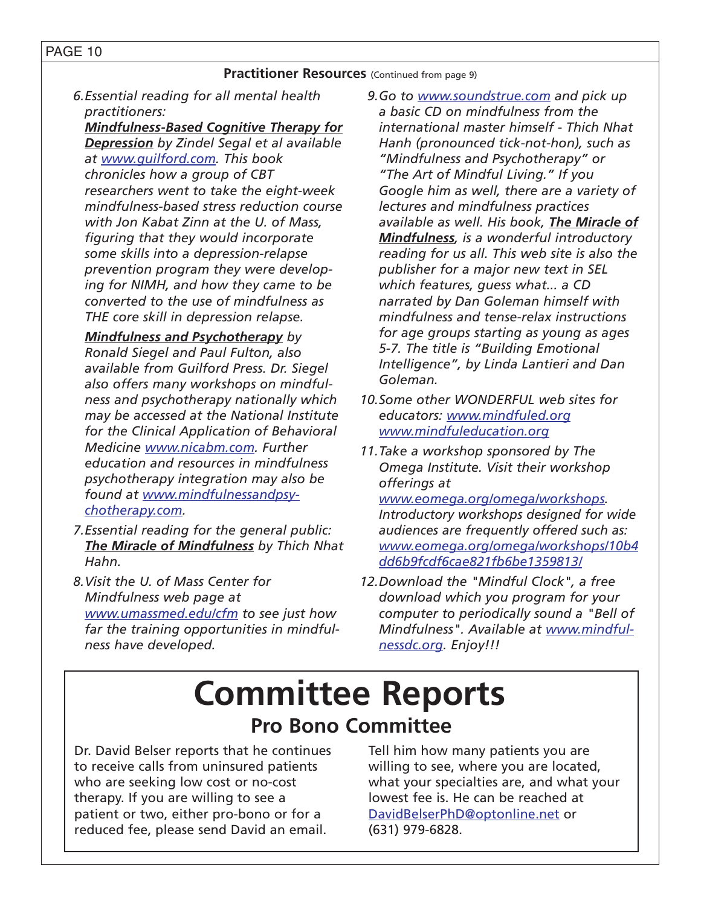**Practitioner Resources** (Continued from page 9)

6. *Essential reading for all mental health practitioners:*
   ***Mindfulness-Based Cognitive Therapy for Depression*** *by Zindel Segal et al available at www.guilford.com. This book chronicles how a group of CBT researchers went to take the eight-week mindfulness-based stress reduction course with Jon Kabat Zinn at the U. of Mass, figuring that they would incorporate some skills into a depression-relapse prevention program they were developing for NIMH, and how they came to be converted to the use of mindfulness as THE core skill in depression relapse.*

   ***Mindfulness and Psychotherapy*** *by Ronald Siegel and Paul Fulton, also available from Guilford Press. Dr. Siegel also offers many workshops on mindfulness and psychotherapy nationally which may be accessed at the National Institute for the Clinical Application of Behavioral Medicine www.nicabm.com. Further education and resources in mindfulness psychotherapy integration may also be found at www.mindfulnessandpsychotherapy.com.*

7. *Essential reading for the general public:* ***The Miracle of Mindfulness*** *by Thich Nhat Hahn.*

8. *Visit the U. of Mass Center for Mindfulness web page at www.umassmed.edu/cfm to see just how far the training opportunities in mindfulness have developed.*

9. *Go to www.soundstrue.com and pick up a basic CD on mindfulness from the international master himself - Thich Nhat Hanh (pronounced tick-not-hon), such as "Mindfulness and Psychotherapy" or "The Art of Mindful Living." If you Google him as well, there are a variety of lectures and mindfulness practices available as well. His book,* ***The Miracle of Mindfulness****, is a wonderful introductory reading for us all. This web site is also the publisher for a major new text in SEL which features, guess what... a CD narrated by Dan Goleman himself with mindfulness and tense-relax instructions for age groups starting as young as ages 5-7. The title is "Building Emotional Intelligence", by Linda Lantieri and Dan Goleman.*

10. *Some other WONDERFUL web sites for educators: www.mindfuled.org www.mindfuleducation.org*

11. *Take a workshop sponsored by The Omega Institute. Visit their workshop offerings at www.eomega.org/omega/workshops. Introductory workshops designed for wide audiences are frequently offered such as: www.eomega.org/omega/workshops/10b4dd6b9fcdf6cae821fb6be1359813/*

12. *Download the "Mindful Clock", a free download which you program for your computer to periodically sound a "Bell of Mindfulness". Available at www.mindfulnessdc.org. Enjoy!!!*

# Committee Reports

## Pro Bono Committee

Dr. David Belser reports that he continues to receive calls from uninsured patients who are seeking low cost or no-cost therapy. If you are willing to see a patient or two, either pro-bono or for a reduced fee, please send David an email. Tell him how many patients you are willing to see, where you are located, what your specialties are, and what your lowest fee is. He can be reached at DavidBelserPhD@optonline.net or (631) 979-6828.